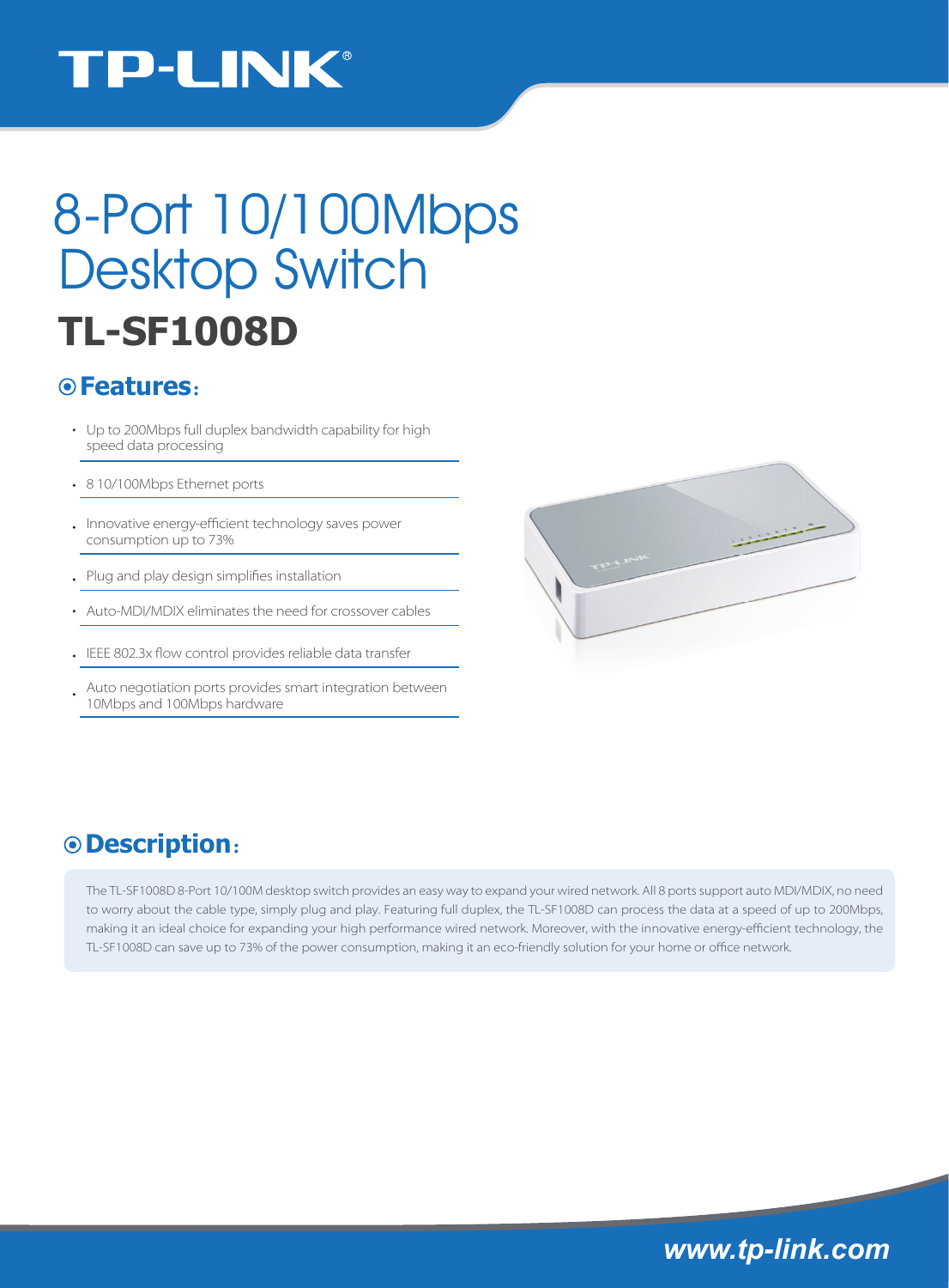TP-LINK®

# 8-Port 10/100Mbps Desktop Switch

## TL-SF1008D

### Features:

- Up to 200Mbps full duplex bandwidth capability for high speed data processing
- 8 10/100Mbps Ethernet ports
- Innovative energy-efficient technology saves power consumption up to 73%
- Plug and play design simplifies installation
- Auto-MDI/MDIX eliminates the need for crossover cables
- IEEE 802.3x flow control provides reliable data transfer
- Auto negotiation ports provides smart integration between 10Mbps and 100Mbps hardware

### Description:

The TL-SF1008D 8-Port 10/100M desktop switch provides an easy way to expand your wired network. All 8 ports support auto MDI/MDIX, no need to worry about the cable type, simply plug and play. Featuring full duplex, the TL-SF1008D can process the data at a speed of up to 200Mbps, making it an ideal choice for expanding your high performance wired network. Moreover, with the innovative energy-efficient technology, the TL-SF1008D can save up to 73% of the power consumption, making it an eco-friendly solution for your home or office network.

www.tp-link.com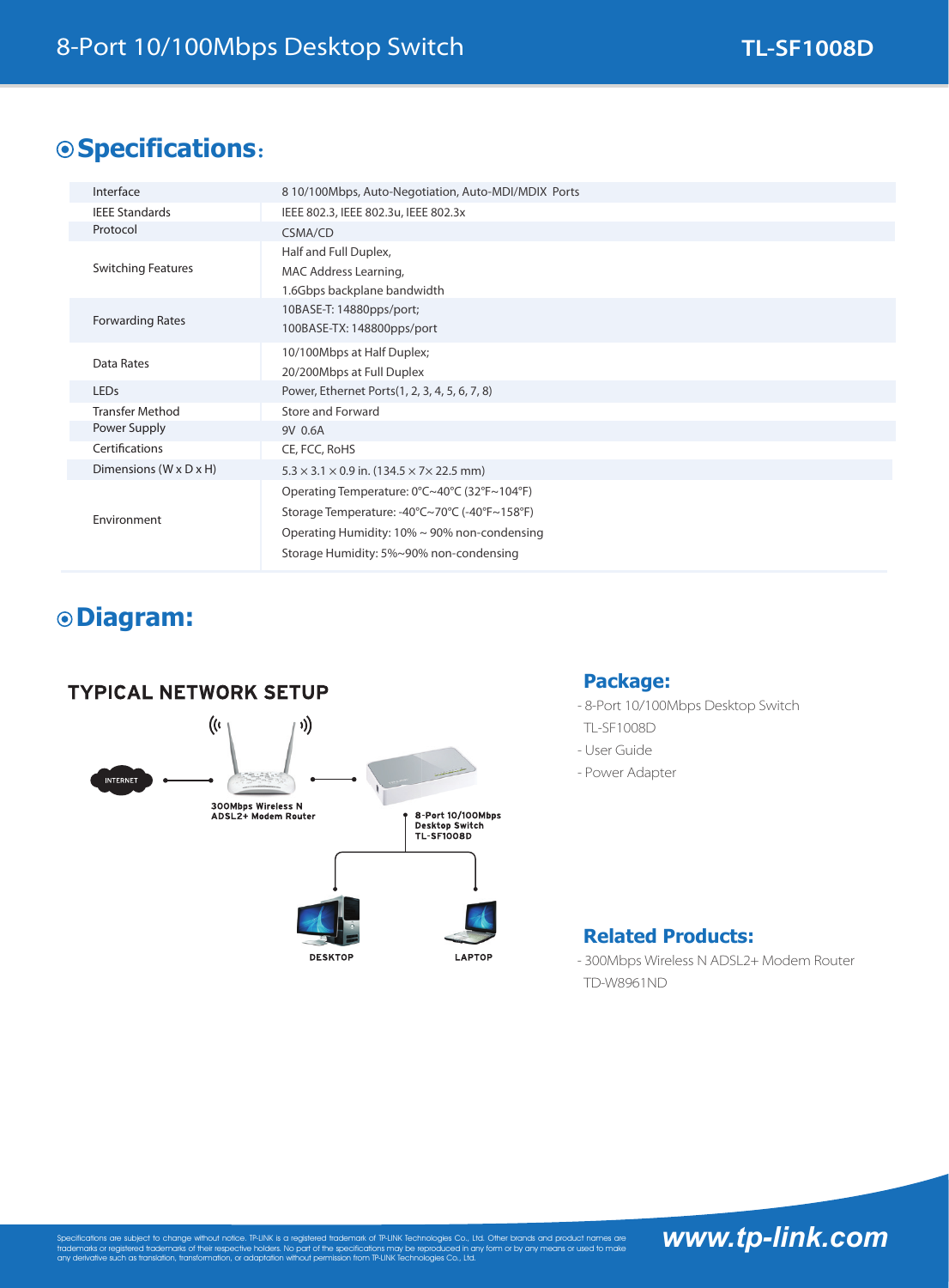## ⦿ Specifications:

| | |
|---|---|
| Interface | 8 10/100Mbps, Auto-Negotiation, Auto-MDI/MDIX Ports |
| IEEE Standards | IEEE 802.3, IEEE 802.3u, IEEE 802.3x |
| Protocol | CSMA/CD |
| Switching Features | Half and Full Duplex, MAC Address Learning, 1.6Gbps backplane bandwidth |
| Forwarding Rates | 10BASE-T: 14880pps/port; 100BASE-TX: 148800pps/port |
| Data Rates | 10/100Mbps at Half Duplex; 20/200Mbps at Full Duplex |
| LEDs | Power, Ethernet Ports(1, 2, 3, 4, 5, 6, 7, 8) |
| Transfer Method | Store and Forward |
| Power Supply | 9V 0.6A |
| Certifications | CE, FCC, RoHS |
| Dimensions (W x D x H) | 5.3 × 3.1 × 0.9 in. (134.5 × 7× 22.5 mm) |
| Environment | Operating Temperature: 0°C~40°C (32°F~104°F) Storage Temperature: -40°C~70°C (-40°F~158°F) Operating Humidity: 10% ~ 90% non-condensing Storage Humidity: 5%~90% non-condensing |

## ⦿ Diagram:

TYPICAL NETWORK SETUP

INTERNET

300Mbps Wireless N ADSL2+ Modem Router

8-Port 10/100Mbps Desktop Switch TL-SF1008D

DESKTOP

LAPTOP

### Package:

- 8-Port 10/100Mbps Desktop Switch TL-SF1008D
- User Guide
- Power Adapter

### Related Products:

- 300Mbps Wireless N ADSL2+ Modem Router TD-W8961ND

Specifications are subject to change without notice. TP-LINK is a registered trademark of TP-LINK Technologies Co., Ltd. Other brands and product names are trademarks or registered trademarks of their respective holders. No part of the specifications may be reproduced in any form or by any means or used to make any derivative such as translation, transformation, or adaptation without permission from TP-LINK Technologies Co., Ltd.

www.tp-link.com